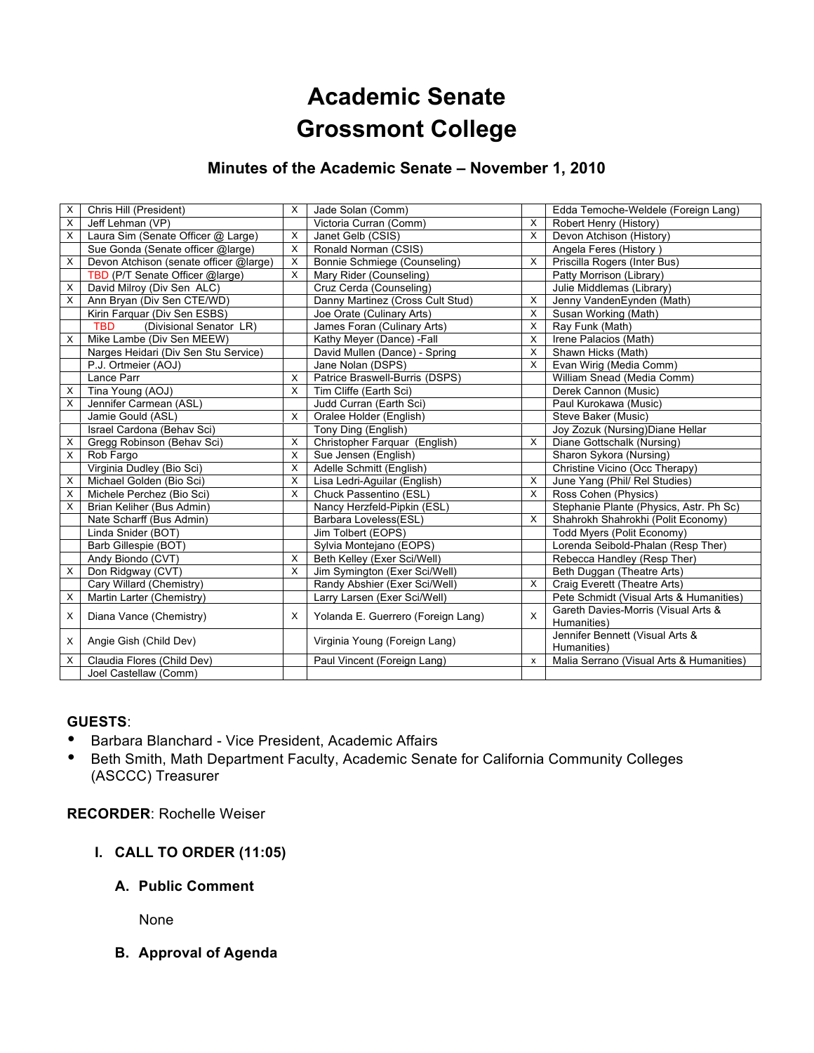# Academic Senate
# Grossmont College

## Minutes of the Academic Senate – November 1, 2010

| | | | | | |
|---|---|---|---|---|---|
| X | Chris Hill (President) | X | Jade Solan (Comm) | | Edda Temoche-Weldele (Foreign Lang) |
| X | Jeff Lehman (VP) | | Victoria Curran (Comm) | X | Robert Henry (History) |
| X | Laura Sim (Senate Officer @ Large) | X | Janet Gelb (CSIS) | X | Devon Atchison (History) |
| | Sue Gonda (Senate officer @large) | X | Ronald Norman (CSIS) | | Angela Feres (History ) |
| X | Devon Atchison (senate officer @large) | X | Bonnie Schmiege (Counseling) | X | Priscilla Rogers (Inter Bus) |
| | TBD (P/T Senate Officer @large) | X | Mary Rider (Counseling) | | Patty Morrison (Library) |
| X | David Milroy (Div Sen ALC) | | Cruz Cerda (Counseling) | | Julie Middlemas (Library) |
| X | Ann Bryan (Div Sen CTE/WD) | | Danny Martinez (Cross Cult Stud) | X | Jenny VandenEynden (Math) |
| | Kirin Farquar (Div Sen ESBS) | | Joe Orate (Culinary Arts) | X | Susan Working (Math) |
| | TBD (Divisional Senator LR) | | James Foran (Culinary Arts) | X | Ray Funk (Math) |
| X | Mike Lambe (Div Sen MEEW) | | Kathy Meyer (Dance) -Fall | X | Irene Palacios (Math) |
| | Narges Heidari (Div Sen Stu Service) | | David Mullen (Dance) - Spring | X | Shawn Hicks (Math) |
| | P.J. Ortmeier (AOJ) | | Jane Nolan (DSPS) | X | Evan Wirig (Media Comm) |
| | Lance Parr | X | Patrice Braswell-Burris (DSPS) | | William Snead (Media Comm) |
| X | Tina Young (AOJ) | X | Tim Cliffe (Earth Sci) | | Derek Cannon (Music) |
| X | Jennifer Carmean (ASL) | | Judd Curran (Earth Sci) | | Paul Kurokawa (Music) |
| | Jamie Gould (ASL) | X | Oralee Holder (English) | | Steve Baker (Music) |
| | Israel Cardona (Behav Sci) | | Tony Ding (English) | | Joy Zozuk (Nursing)Diane Hellar |
| X | Gregg Robinson (Behav Sci) | X | Christopher Farquar (English) | X | Diane Gottschalk (Nursing) |
| X | Rob Fargo | X | Sue Jensen (English) | | Sharon Sykora (Nursing) |
| | Virginia Dudley (Bio Sci) | X | Adelle Schmitt (English) | | Christine Vicino (Occ Therapy) |
| X | Michael Golden (Bio Sci) | X | Lisa Ledri-Aguilar (English) | X | June Yang (Phil/ Rel Studies) |
| X | Michele Perchez (Bio Sci) | X | Chuck Passentino (ESL) | X | Ross Cohen (Physics) |
| X | Brian Keliher (Bus Admin) | | Nancy Herzfeld-Pipkin (ESL) | | Stephanie Plante (Physics, Astr. Ph Sc) |
| | Nate Scharff (Bus Admin) | | Barbara Loveless(ESL) | X | Shahrokh Shahrokhi (Polit Economy) |
| | Linda Snider (BOT) | | Jim Tolbert (EOPS) | | Todd Myers (Polit Economy) |
| | Barb Gillespie (BOT) | | Sylvia Montejano (EOPS) | | Lorenda Seibold-Phalan (Resp Ther) |
| | Andy Biondo (CVT) | X | Beth Kelley (Exer Sci/Well) | | Rebecca Handley (Resp Ther) |
| X | Don Ridgway (CVT) | X | Jim Symington (Exer Sci/Well) | | Beth Duggan (Theatre Arts) |
| | Cary Willard (Chemistry) | | Randy Abshier (Exer Sci/Well) | X | Craig Everett (Theatre Arts) |
| X | Martin Larter (Chemistry) | | Larry Larsen (Exer Sci/Well) | | Pete Schmidt (Visual Arts & Humanities) |
| X | Diana Vance (Chemistry) | X | Yolanda E. Guerrero (Foreign Lang) | X | Gareth Davies-Morris (Visual Arts & Humanities) |
| X | Angie Gish (Child Dev) | | Virginia Young (Foreign Lang) | | Jennifer Bennett (Visual Arts & Humanities) |
| X | Claudia Flores (Child Dev) | | Paul Vincent (Foreign Lang) | x | Malia Serrano (Visual Arts & Humanities) |
| | Joel Castellaw (Comm) | | | | |

**GUESTS**:

- Barbara Blanchard - Vice President, Academic Affairs
- Beth Smith, Math Department Faculty, Academic Senate for California Community Colleges (ASCCC) Treasurer

**RECORDER**: Rochelle Weiser

### I. CALL TO ORDER (11:05)

#### A. Public Comment

None

#### B. Approval of Agenda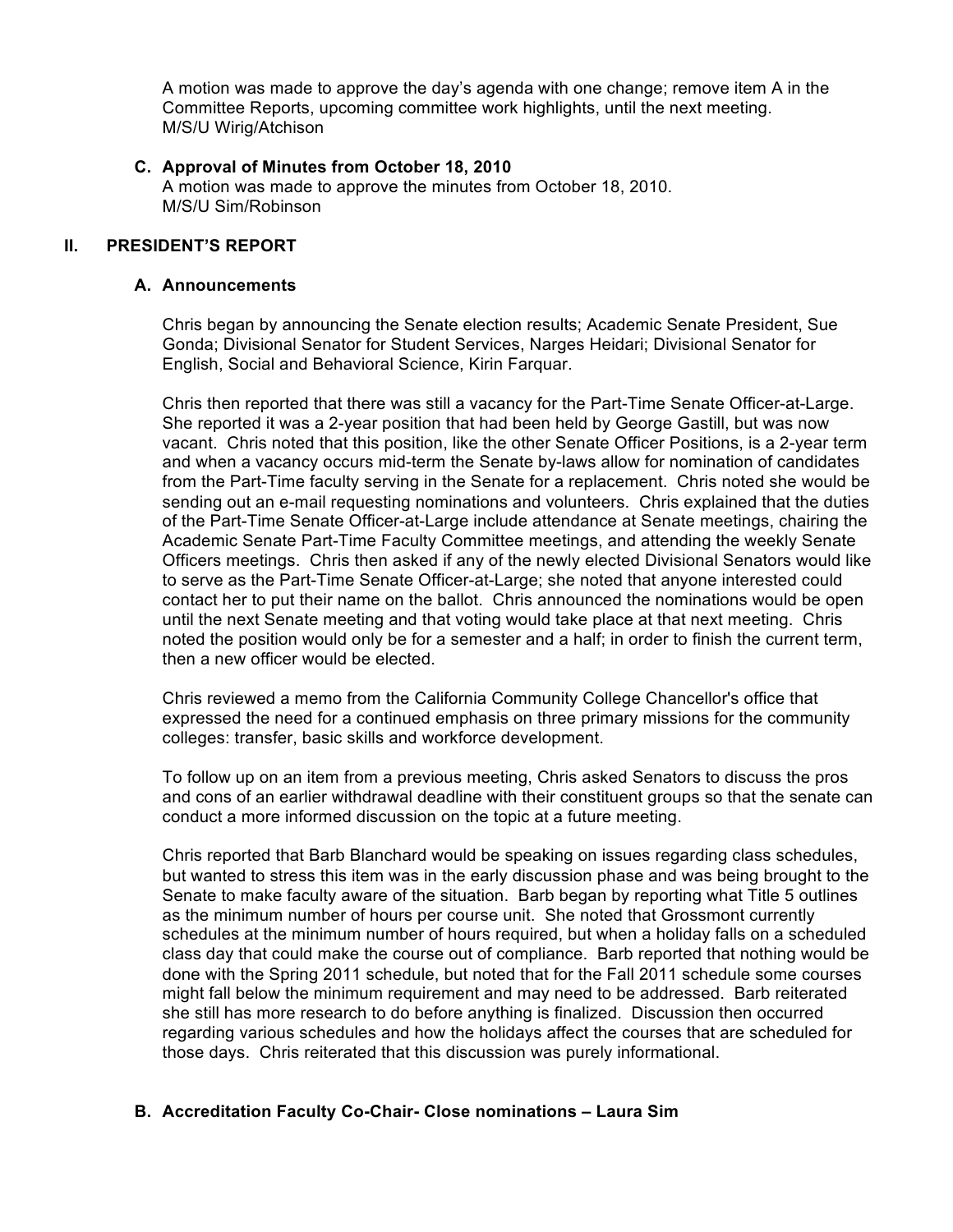A motion was made to approve the day's agenda with one change; remove item A in the Committee Reports, upcoming committee work highlights, until the next meeting.
M/S/U Wirig/Atchison

### C. Approval of Minutes from October 18, 2010

A motion was made to approve the minutes from October 18, 2010.
M/S/U Sim/Robinson

## II. PRESIDENT'S REPORT

### A. Announcements

Chris began by announcing the Senate election results; Academic Senate President, Sue Gonda; Divisional Senator for Student Services, Narges Heidari; Divisional Senator for English, Social and Behavioral Science, Kirin Farquar.

Chris then reported that there was still a vacancy for the Part-Time Senate Officer-at-Large. She reported it was a 2-year position that had been held by George Gastill, but was now vacant. Chris noted that this position, like the other Senate Officer Positions, is a 2-year term and when a vacancy occurs mid-term the Senate by-laws allow for nomination of candidates from the Part-Time faculty serving in the Senate for a replacement. Chris noted she would be sending out an e-mail requesting nominations and volunteers. Chris explained that the duties of the Part-Time Senate Officer-at-Large include attendance at Senate meetings, chairing the Academic Senate Part-Time Faculty Committee meetings, and attending the weekly Senate Officers meetings. Chris then asked if any of the newly elected Divisional Senators would like to serve as the Part-Time Senate Officer-at-Large; she noted that anyone interested could contact her to put their name on the ballot. Chris announced the nominations would be open until the next Senate meeting and that voting would take place at that next meeting. Chris noted the position would only be for a semester and a half; in order to finish the current term, then a new officer would be elected.

Chris reviewed a memo from the California Community College Chancellor's office that expressed the need for a continued emphasis on three primary missions for the community colleges: transfer, basic skills and workforce development.

To follow up on an item from a previous meeting, Chris asked Senators to discuss the pros and cons of an earlier withdrawal deadline with their constituent groups so that the senate can conduct a more informed discussion on the topic at a future meeting.

Chris reported that Barb Blanchard would be speaking on issues regarding class schedules, but wanted to stress this item was in the early discussion phase and was being brought to the Senate to make faculty aware of the situation. Barb began by reporting what Title 5 outlines as the minimum number of hours per course unit. She noted that Grossmont currently schedules at the minimum number of hours required, but when a holiday falls on a scheduled class day that could make the course out of compliance. Barb reported that nothing would be done with the Spring 2011 schedule, but noted that for the Fall 2011 schedule some courses might fall below the minimum requirement and may need to be addressed. Barb reiterated she still has more research to do before anything is finalized. Discussion then occurred regarding various schedules and how the holidays affect the courses that are scheduled for those days. Chris reiterated that this discussion was purely informational.

### B. Accreditation Faculty Co-Chair- Close nominations – Laura Sim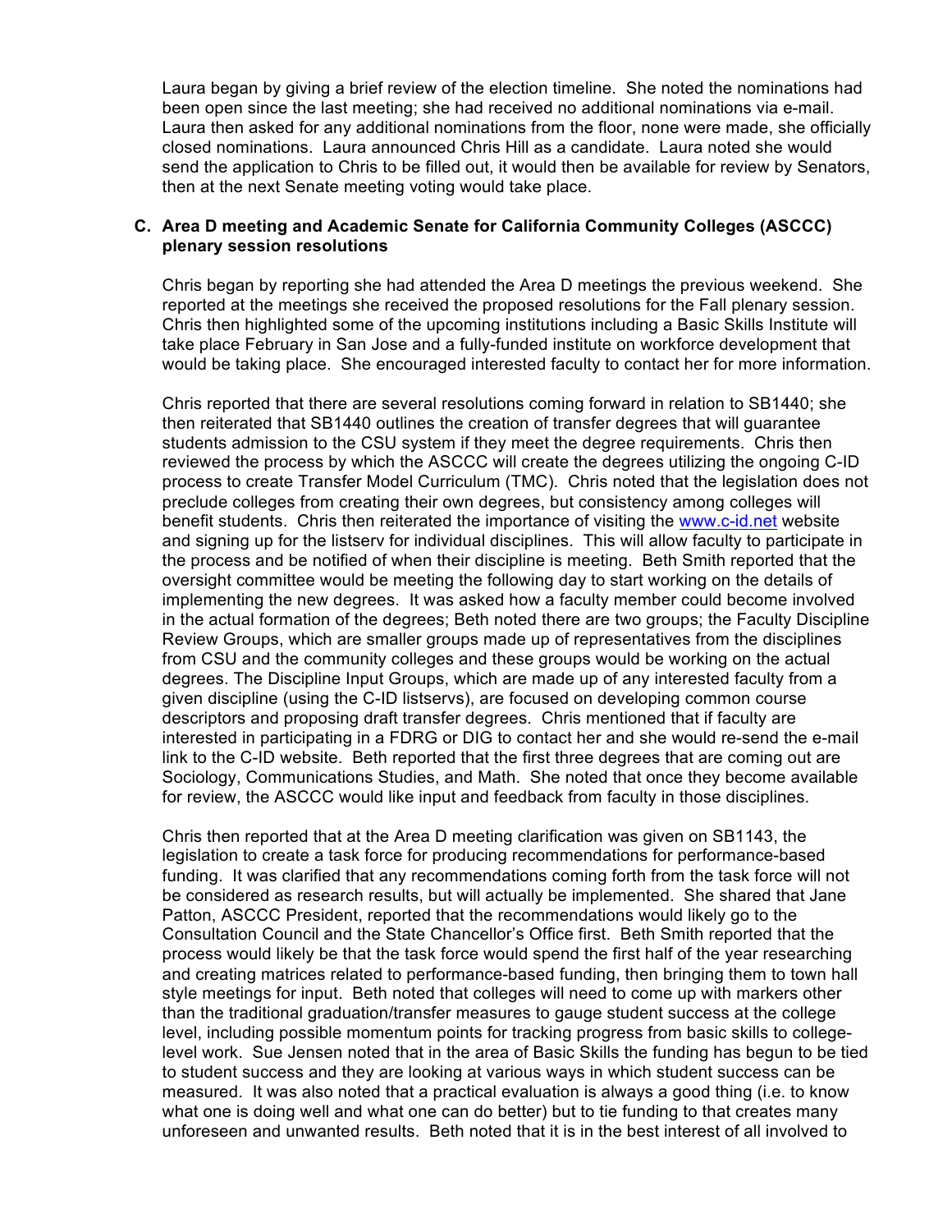Laura began by giving a brief review of the election timeline. She noted the nominations had been open since the last meeting; she had received no additional nominations via e-mail. Laura then asked for any additional nominations from the floor, none were made, she officially closed nominations. Laura announced Chris Hill as a candidate. Laura noted she would send the application to Chris to be filled out, it would then be available for review by Senators, then at the next Senate meeting voting would take place.

**C. Area D meeting and Academic Senate for California Community Colleges (ASCCC) plenary session resolutions**

Chris began by reporting she had attended the Area D meetings the previous weekend. She reported at the meetings she received the proposed resolutions for the Fall plenary session. Chris then highlighted some of the upcoming institutions including a Basic Skills Institute will take place February in San Jose and a fully-funded institute on workforce development that would be taking place. She encouraged interested faculty to contact her for more information.

Chris reported that there are several resolutions coming forward in relation to SB1440; she then reiterated that SB1440 outlines the creation of transfer degrees that will guarantee students admission to the CSU system if they meet the degree requirements. Chris then reviewed the process by which the ASCCC will create the degrees utilizing the ongoing C-ID process to create Transfer Model Curriculum (TMC). Chris noted that the legislation does not preclude colleges from creating their own degrees, but consistency among colleges will benefit students. Chris then reiterated the importance of visiting the [www.c-id.net](http://www.c-id.net) website and signing up for the listserv for individual disciplines. This will allow faculty to participate in the process and be notified of when their discipline is meeting. Beth Smith reported that the oversight committee would be meeting the following day to start working on the details of implementing the new degrees. It was asked how a faculty member could become involved in the actual formation of the degrees; Beth noted there are two groups; the Faculty Discipline Review Groups, which are smaller groups made up of representatives from the disciplines from CSU and the community colleges and these groups would be working on the actual degrees. The Discipline Input Groups, which are made up of any interested faculty from a given discipline (using the C-ID listservs), are focused on developing common course descriptors and proposing draft transfer degrees. Chris mentioned that if faculty are interested in participating in a FDRG or DIG to contact her and she would re-send the e-mail link to the C-ID website. Beth reported that the first three degrees that are coming out are Sociology, Communications Studies, and Math. She noted that once they become available for review, the ASCCC would like input and feedback from faculty in those disciplines.

Chris then reported that at the Area D meeting clarification was given on SB1143, the legislation to create a task force for producing recommendations for performance-based funding. It was clarified that any recommendations coming forth from the task force will not be considered as research results, but will actually be implemented. She shared that Jane Patton, ASCCC President, reported that the recommendations would likely go to the Consultation Council and the State Chancellor's Office first. Beth Smith reported that the process would likely be that the task force would spend the first half of the year researching and creating matrices related to performance-based funding, then bringing them to town hall style meetings for input. Beth noted that colleges will need to come up with markers other than the traditional graduation/transfer measures to gauge student success at the college level, including possible momentum points for tracking progress from basic skills to college-level work. Sue Jensen noted that in the area of Basic Skills the funding has begun to be tied to student success and they are looking at various ways in which student success can be measured. It was also noted that a practical evaluation is always a good thing (i.e. to know what one is doing well and what one can do better) but to tie funding to that creates many unforeseen and unwanted results. Beth noted that it is in the best interest of all involved to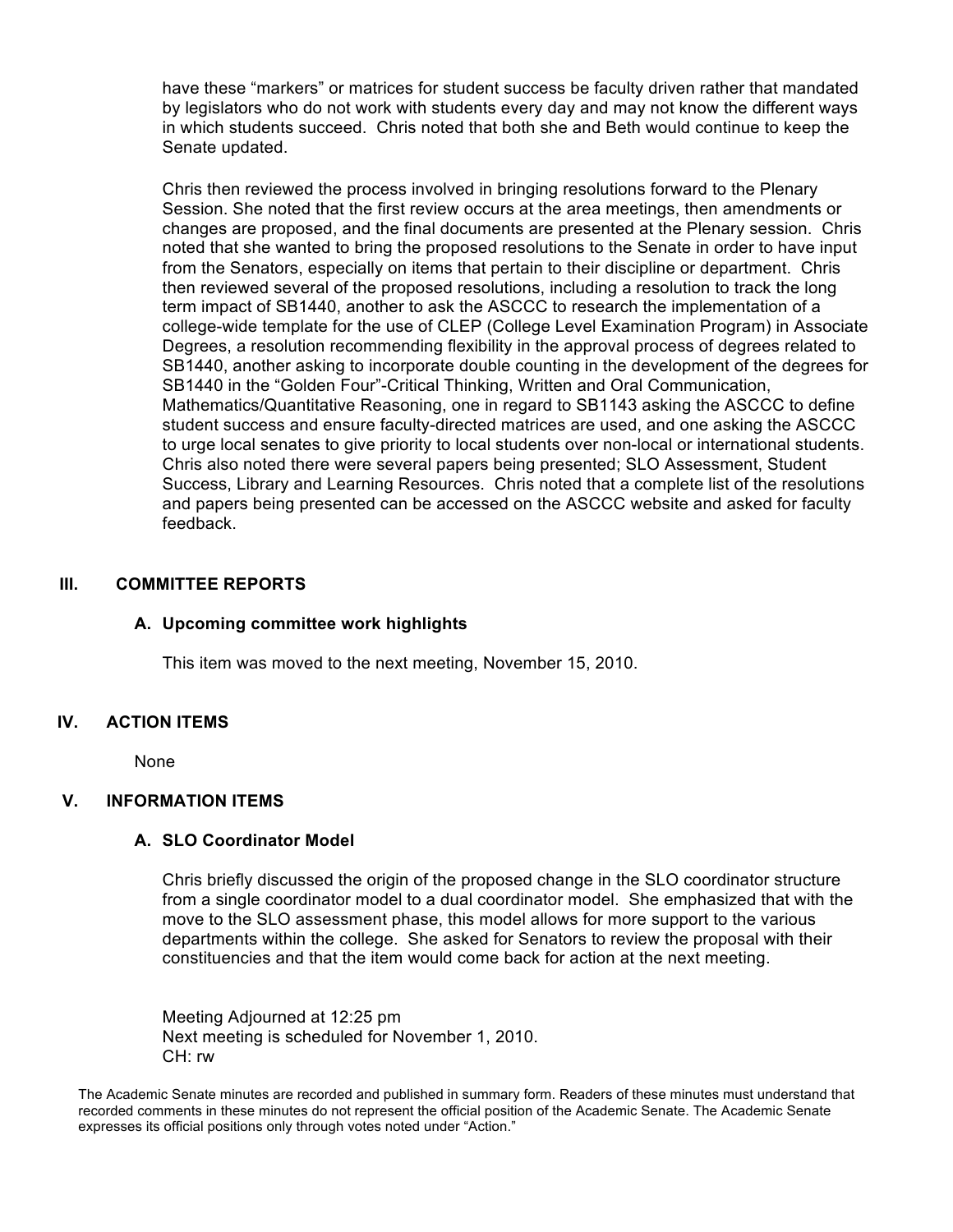have these "markers" or matrices for student success be faculty driven rather that mandated by legislators who do not work with students every day and may not know the different ways in which students succeed. Chris noted that both she and Beth would continue to keep the Senate updated.

Chris then reviewed the process involved in bringing resolutions forward to the Plenary Session. She noted that the first review occurs at the area meetings, then amendments or changes are proposed, and the final documents are presented at the Plenary session. Chris noted that she wanted to bring the proposed resolutions to the Senate in order to have input from the Senators, especially on items that pertain to their discipline or department. Chris then reviewed several of the proposed resolutions, including a resolution to track the long term impact of SB1440, another to ask the ASCCC to research the implementation of a college-wide template for the use of CLEP (College Level Examination Program) in Associate Degrees, a resolution recommending flexibility in the approval process of degrees related to SB1440, another asking to incorporate double counting in the development of the degrees for SB1440 in the "Golden Four"-Critical Thinking, Written and Oral Communication, Mathematics/Quantitative Reasoning, one in regard to SB1143 asking the ASCCC to define student success and ensure faculty-directed matrices are used, and one asking the ASCCC to urge local senates to give priority to local students over non-local or international students. Chris also noted there were several papers being presented; SLO Assessment, Student Success, Library and Learning Resources. Chris noted that a complete list of the resolutions and papers being presented can be accessed on the ASCCC website and asked for faculty feedback.

## III. COMMITTEE REPORTS

### A. Upcoming committee work highlights

This item was moved to the next meeting, November 15, 2010.

## IV. ACTION ITEMS

None

## V. INFORMATION ITEMS

### A. SLO Coordinator Model

Chris briefly discussed the origin of the proposed change in the SLO coordinator structure from a single coordinator model to a dual coordinator model. She emphasized that with the move to the SLO assessment phase, this model allows for more support to the various departments within the college. She asked for Senators to review the proposal with their constituencies and that the item would come back for action at the next meeting.

Meeting Adjourned at 12:25 pm
Next meeting is scheduled for November 1, 2010.
CH: rw

The Academic Senate minutes are recorded and published in summary form. Readers of these minutes must understand that recorded comments in these minutes do not represent the official position of the Academic Senate. The Academic Senate expresses its official positions only through votes noted under "Action."